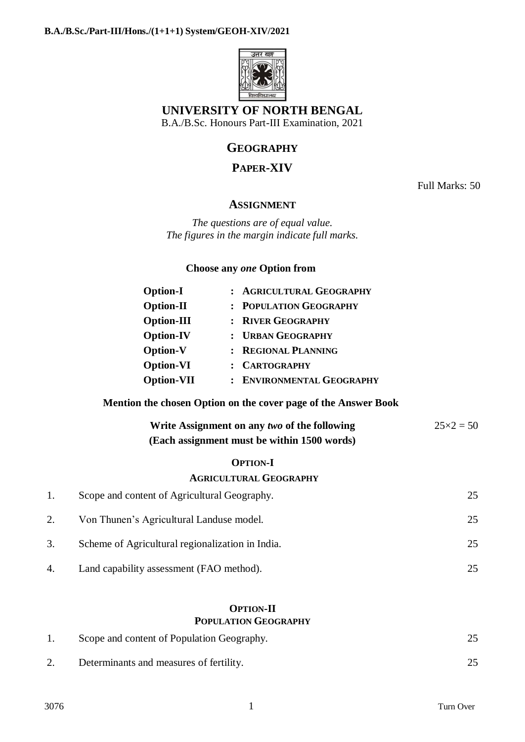**B.A./B.Sc./Part-III/Hons./(1+1+1) System/GEOH-XIV/2021**

# UNIVERSITY OF NORTH BENGAL

B.A./B.Sc. Honours Part-III Examination, 2021

## GEOGRAPHY

## PAPER-XIV

Full Marks: 50

## ASSIGNMENT

*The questions are of equal value.*
*The figures in the margin indicate full marks.*

**Choose any *one* Option from**

| | | |
|---|---|---|
| **Option-I** | : | **AGRICULTURAL GEOGRAPHY** |
| **Option-II** | : | **POPULATION GEOGRAPHY** |
| **Option-III** | : | **RIVER GEOGRAPHY** |
| **Option-IV** | : | **URBAN GEOGRAPHY** |
| **Option-V** | : | **REGIONAL PLANNING** |
| **Option-VI** | : | **CARTOGRAPHY** |
| **Option-VII** | : | **ENVIRONMENTAL GEOGRAPHY** |

**Mention the chosen Option on the cover page of the Answer Book**

**Write Assignment on any *two* of the following** $25 \times 2 = 50$
**(Each assignment must be within 1500 words)**

### OPTION-I
### AGRICULTURAL GEOGRAPHY

1. Scope and content of Agricultural Geography. 25

2. Von Thunen's Agricultural Landuse model. 25

3. Scheme of Agricultural regionalization in India. 25

4. Land capability assessment (FAO method). 25

### OPTION-II
### POPULATION GEOGRAPHY

1. Scope and content of Population Geography. 25

2. Determinants and measures of fertility. 25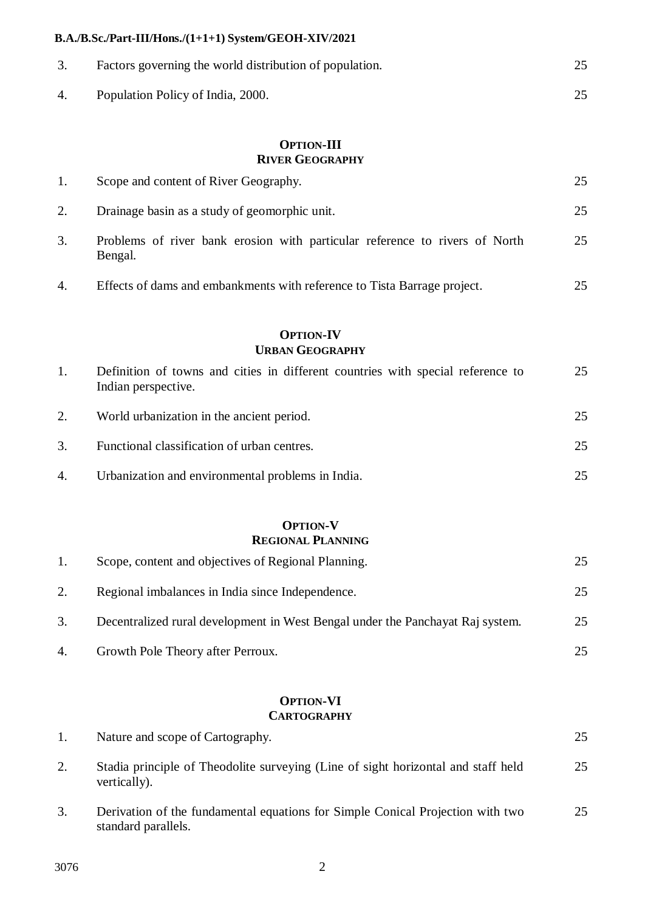| | | |
|---|---|---|
| 3. | Factors governing the world distribution of population. | 25 |
| 4. | Population Policy of India, 2000. | 25 |

## OPTION-III
## RIVER GEOGRAPHY

| | | |
|---|---|---|
| 1. | Scope and content of River Geography. | 25 |
| 2. | Drainage basin as a study of geomorphic unit. | 25 |
| 3. | Problems of river bank erosion with particular reference to rivers of North Bengal. | 25 |
| 4. | Effects of dams and embankments with reference to Tista Barrage project. | 25 |

## OPTION-IV
## URBAN GEOGRAPHY

| | | |
|---|---|---|
| 1. | Definition of towns and cities in different countries with special reference to Indian perspective. | 25 |
| 2. | World urbanization in the ancient period. | 25 |
| 3. | Functional classification of urban centres. | 25 |
| 4. | Urbanization and environmental problems in India. | 25 |

## OPTION-V
## REGIONAL PLANNING

| | | |
|---|---|---|
| 1. | Scope, content and objectives of Regional Planning. | 25 |
| 2. | Regional imbalances in India since Independence. | 25 |
| 3. | Decentralized rural development in West Bengal under the Panchayat Raj system. | 25 |
| 4. | Growth Pole Theory after Perroux. | 25 |

## OPTION-VI
## CARTOGRAPHY

| | | |
|---|---|---|
| 1. | Nature and scope of Cartography. | 25 |
| 2. | Stadia principle of Theodolite surveying (Line of sight horizontal and staff held vertically). | 25 |
| 3. | Derivation of the fundamental equations for Simple Conical Projection with two standard parallels. | 25 |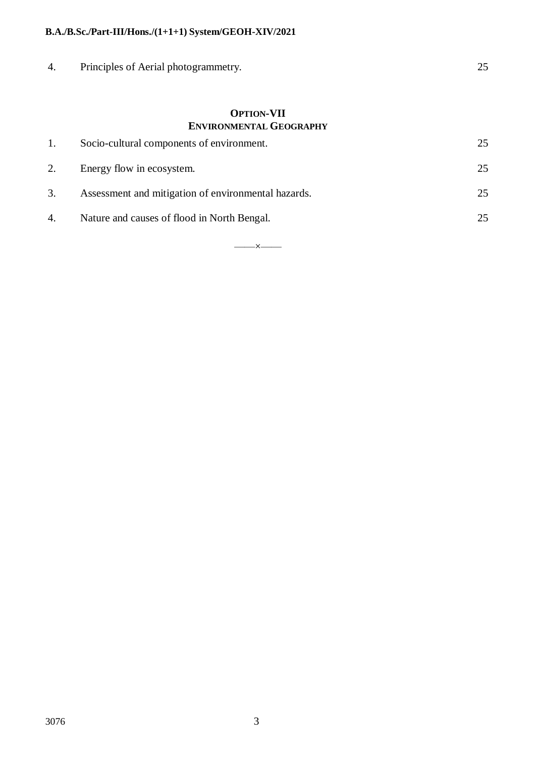4. Principles of Aerial photogrammetry. 25

## OPTION-VII
## ENVIRONMENTAL GEOGRAPHY

1. Socio-cultural components of environment. 25
2. Energy flow in ecosystem. 25
3. Assessment and mitigation of environmental hazards. 25
4. Nature and causes of flood in North Bengal. 25

——×——